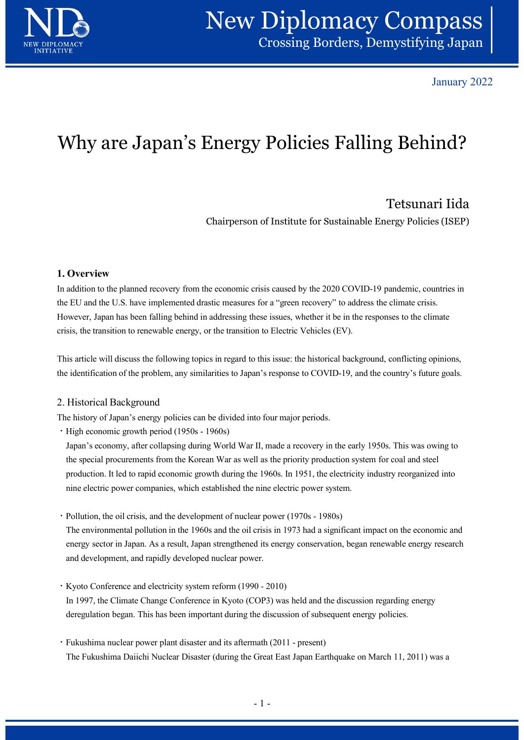January 2022

# Why are Japan's Energy Policies Falling Behind?

Tetsunari Iida

Chairperson of Institute for Sustainable Energy Policies (ISEP)

## 1. Overview

In addition to the planned recovery from the economic crisis caused by the 2020 COVID-19 pandemic, countries in the EU and the U.S. have implemented drastic measures for a "green recovery" to address the climate crisis. However, Japan has been falling behind in addressing these issues, whether it be in the responses to the climate crisis, the transition to renewable energy, or the transition to Electric Vehicles (EV).

This article will discuss the following topics in regard to this issue: the historical background, conflicting opinions, the identification of the problem, any similarities to Japan's response to COVID-19, and the country's future goals.

## 2. Historical Background

The history of Japan's energy policies can be divided into four major periods.

・High economic growth period (1950s - 1960s)
Japan's economy, after collapsing during World War II, made a recovery in the early 1950s. This was owing to the special procurements from the Korean War as well as the priority production system for coal and steel production. It led to rapid economic growth during the 1960s. In 1951, the electricity industry reorganized into nine electric power companies, which established the nine electric power system.

・Pollution, the oil crisis, and the development of nuclear power (1970s - 1980s)
The environmental pollution in the 1960s and the oil crisis in 1973 had a significant impact on the economic and energy sector in Japan. As a result, Japan strengthened its energy conservation, began renewable energy research and development, and rapidly developed nuclear power.

・Kyoto Conference and electricity system reform (1990 - 2010)
In 1997, the Climate Change Conference in Kyoto (COP3) was held and the discussion regarding energy deregulation began. This has been important during the discussion of subsequent energy policies.

・Fukushima nuclear power plant disaster and its aftermath (2011 - present)
The Fukushima Daiichi Nuclear Disaster (during the Great East Japan Earthquake on March 11, 2011) was a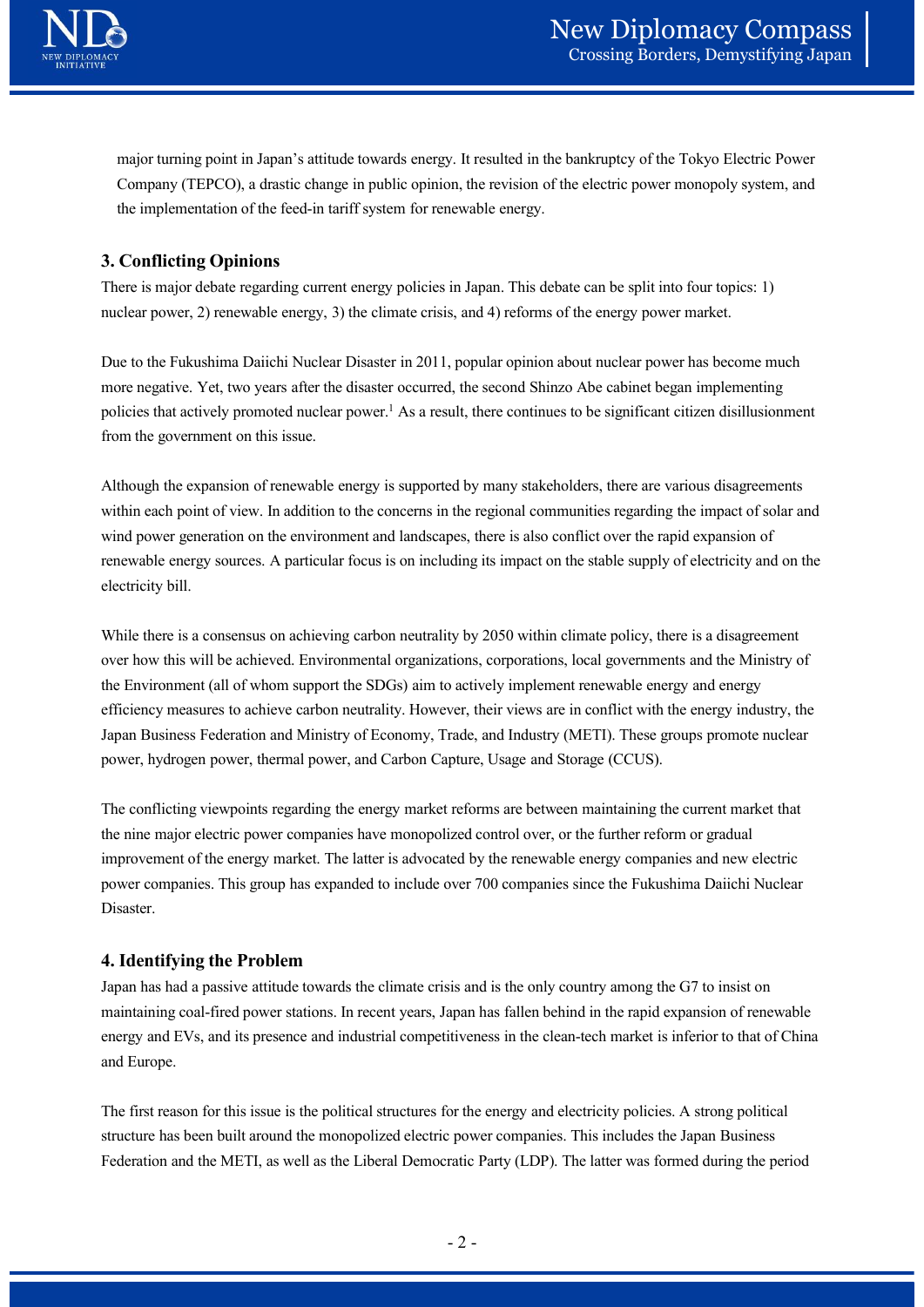major turning point in Japan's attitude towards energy. It resulted in the bankruptcy of the Tokyo Electric Power Company (TEPCO), a drastic change in public opinion, the revision of the electric power monopoly system, and the implementation of the feed-in tariff system for renewable energy.

### 3. Conflicting Opinions

There is major debate regarding current energy policies in Japan. This debate can be split into four topics: 1) nuclear power, 2) renewable energy, 3) the climate crisis, and 4) reforms of the energy power market.

Due to the Fukushima Daiichi Nuclear Disaster in 2011, popular opinion about nuclear power has become much more negative. Yet, two years after the disaster occurred, the second Shinzo Abe cabinet began implementing policies that actively promoted nuclear power.[1] As a result, there continues to be significant citizen disillusionment from the government on this issue.

Although the expansion of renewable energy is supported by many stakeholders, there are various disagreements within each point of view. In addition to the concerns in the regional communities regarding the impact of solar and wind power generation on the environment and landscapes, there is also conflict over the rapid expansion of renewable energy sources. A particular focus is on including its impact on the stable supply of electricity and on the electricity bill.

While there is a consensus on achieving carbon neutrality by 2050 within climate policy, there is a disagreement over how this will be achieved. Environmental organizations, corporations, local governments and the Ministry of the Environment (all of whom support the SDGs) aim to actively implement renewable energy and energy efficiency measures to achieve carbon neutrality. However, their views are in conflict with the energy industry, the Japan Business Federation and Ministry of Economy, Trade, and Industry (METI). These groups promote nuclear power, hydrogen power, thermal power, and Carbon Capture, Usage and Storage (CCUS).

The conflicting viewpoints regarding the energy market reforms are between maintaining the current market that the nine major electric power companies have monopolized control over, or the further reform or gradual improvement of the energy market. The latter is advocated by the renewable energy companies and new electric power companies. This group has expanded to include over 700 companies since the Fukushima Daiichi Nuclear Disaster.

### 4. Identifying the Problem

Japan has had a passive attitude towards the climate crisis and is the only country among the G7 to insist on maintaining coal-fired power stations. In recent years, Japan has fallen behind in the rapid expansion of renewable energy and EVs, and its presence and industrial competitiveness in the clean-tech market is inferior to that of China and Europe.

The first reason for this issue is the political structures for the energy and electricity policies. A strong political structure has been built around the monopolized electric power companies. This includes the Japan Business Federation and the METI, as well as the Liberal Democratic Party (LDP). The latter was formed during the period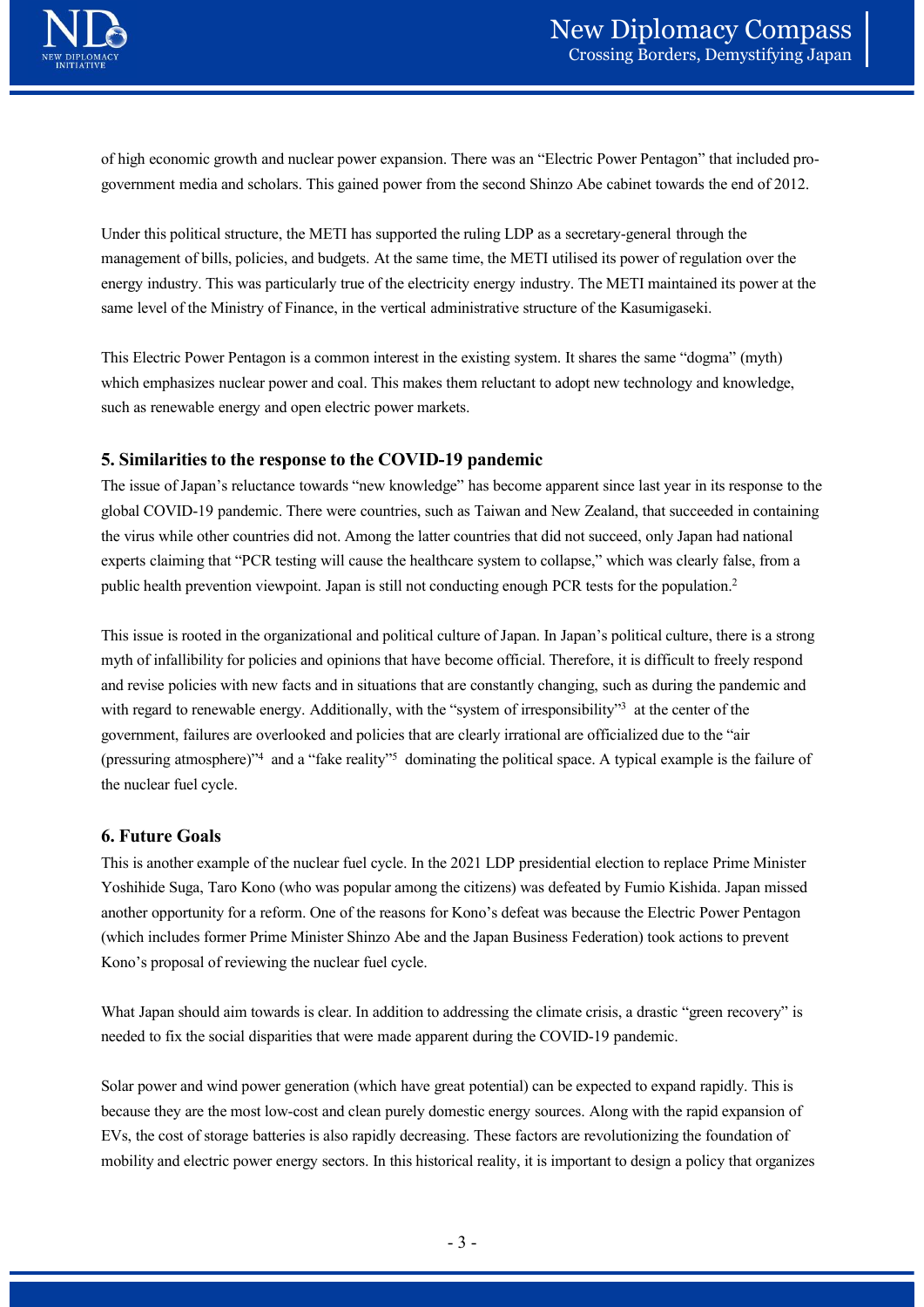of high economic growth and nuclear power expansion. There was an "Electric Power Pentagon" that included pro-government media and scholars. This gained power from the second Shinzo Abe cabinet towards the end of 2012.

Under this political structure, the METI has supported the ruling LDP as a secretary-general through the management of bills, policies, and budgets. At the same time, the METI utilised its power of regulation over the energy industry. This was particularly true of the electricity energy industry. The METI maintained its power at the same level of the Ministry of Finance, in the vertical administrative structure of the Kasumigaseki.

This Electric Power Pentagon is a common interest in the existing system. It shares the same "dogma" (myth) which emphasizes nuclear power and coal. This makes them reluctant to adopt new technology and knowledge, such as renewable energy and open electric power markets.

### 5. Similarities to the response to the COVID-19 pandemic

The issue of Japan's reluctance towards "new knowledge" has become apparent since last year in its response to the global COVID-19 pandemic. There were countries, such as Taiwan and New Zealand, that succeeded in containing the virus while other countries did not. Among the latter countries that did not succeed, only Japan had national experts claiming that "PCR testing will cause the healthcare system to collapse," which was clearly false, from a public health prevention viewpoint. Japan is still not conducting enough PCR tests for the population.[2]

This issue is rooted in the organizational and political culture of Japan. In Japan's political culture, there is a strong myth of infallibility for policies and opinions that have become official. Therefore, it is difficult to freely respond and revise policies with new facts and in situations that are constantly changing, such as during the pandemic and with regard to renewable energy. Additionally, with the "system of irresponsibility"[3] at the center of the government, failures are overlooked and policies that are clearly irrational are officialized due to the "air (pressuring atmosphere)"[4] and a "fake reality"[5] dominating the political space. A typical example is the failure of the nuclear fuel cycle.

### 6. Future Goals

This is another example of the nuclear fuel cycle. In the 2021 LDP presidential election to replace Prime Minister Yoshihide Suga, Taro Kono (who was popular among the citizens) was defeated by Fumio Kishida. Japan missed another opportunity for a reform. One of the reasons for Kono's defeat was because the Electric Power Pentagon (which includes former Prime Minister Shinzo Abe and the Japan Business Federation) took actions to prevent Kono's proposal of reviewing the nuclear fuel cycle.

What Japan should aim towards is clear. In addition to addressing the climate crisis, a drastic "green recovery" is needed to fix the social disparities that were made apparent during the COVID-19 pandemic.

Solar power and wind power generation (which have great potential) can be expected to expand rapidly. This is because they are the most low-cost and clean purely domestic energy sources. Along with the rapid expansion of EVs, the cost of storage batteries is also rapidly decreasing. These factors are revolutionizing the foundation of mobility and electric power energy sectors. In this historical reality, it is important to design a policy that organizes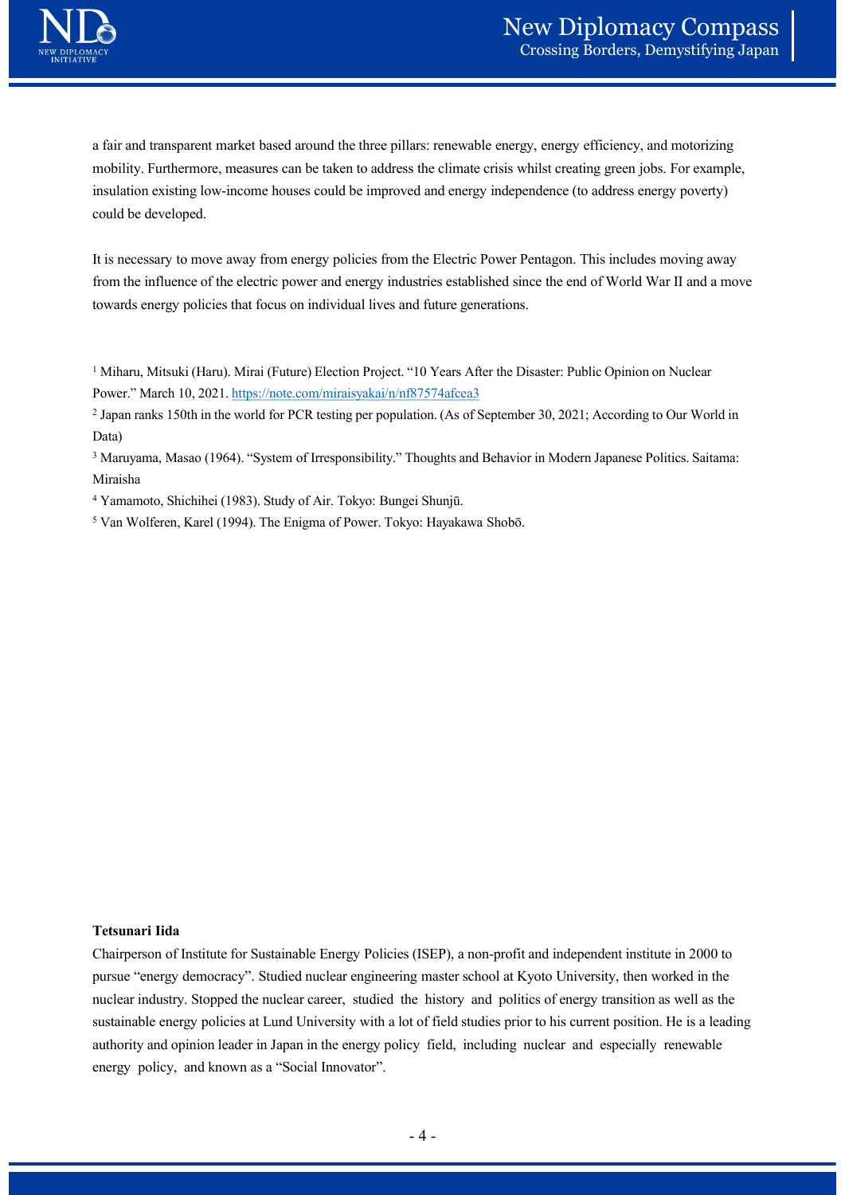a fair and transparent market based around the three pillars: renewable energy, energy efficiency, and motorizing mobility. Furthermore, measures can be taken to address the climate crisis whilst creating green jobs. For example, insulation existing low-income houses could be improved and energy independence (to address energy poverty) could be developed.

It is necessary to move away from energy policies from the Electric Power Pentagon. This includes moving away from the influence of the electric power and energy industries established since the end of World War II and a move towards energy policies that focus on individual lives and future generations.

[1] Miharu, Mitsuki (Haru). Mirai (Future) Election Project. "10 Years After the Disaster: Public Opinion on Nuclear Power." March 10, 2021. https://note.com/miraisyakai/n/nf87574afcea3

[2] Japan ranks 150th in the world for PCR testing per population. (As of September 30, 2021; According to Our World in Data)

[3] Maruyama, Masao (1964). "System of Irresponsibility." Thoughts and Behavior in Modern Japanese Politics. Saitama: Miraisha

[4] Yamamoto, Shichihei (1983). Study of Air. Tokyo: Bungei Shunjū.

[5] Van Wolferen, Karel (1994). The Enigma of Power. Tokyo: Hayakawa Shobō.

**Tetsunari Iida**

Chairperson of Institute for Sustainable Energy Policies (ISEP), a non-profit and independent institute in 2000 to pursue "energy democracy". Studied nuclear engineering master school at Kyoto University, then worked in the nuclear industry. Stopped the nuclear career, studied the history and politics of energy transition as well as the sustainable energy policies at Lund University with a lot of field studies prior to his current position. He is a leading authority and opinion leader in Japan in the energy policy field, including nuclear and especially renewable energy policy, and known as a "Social Innovator".